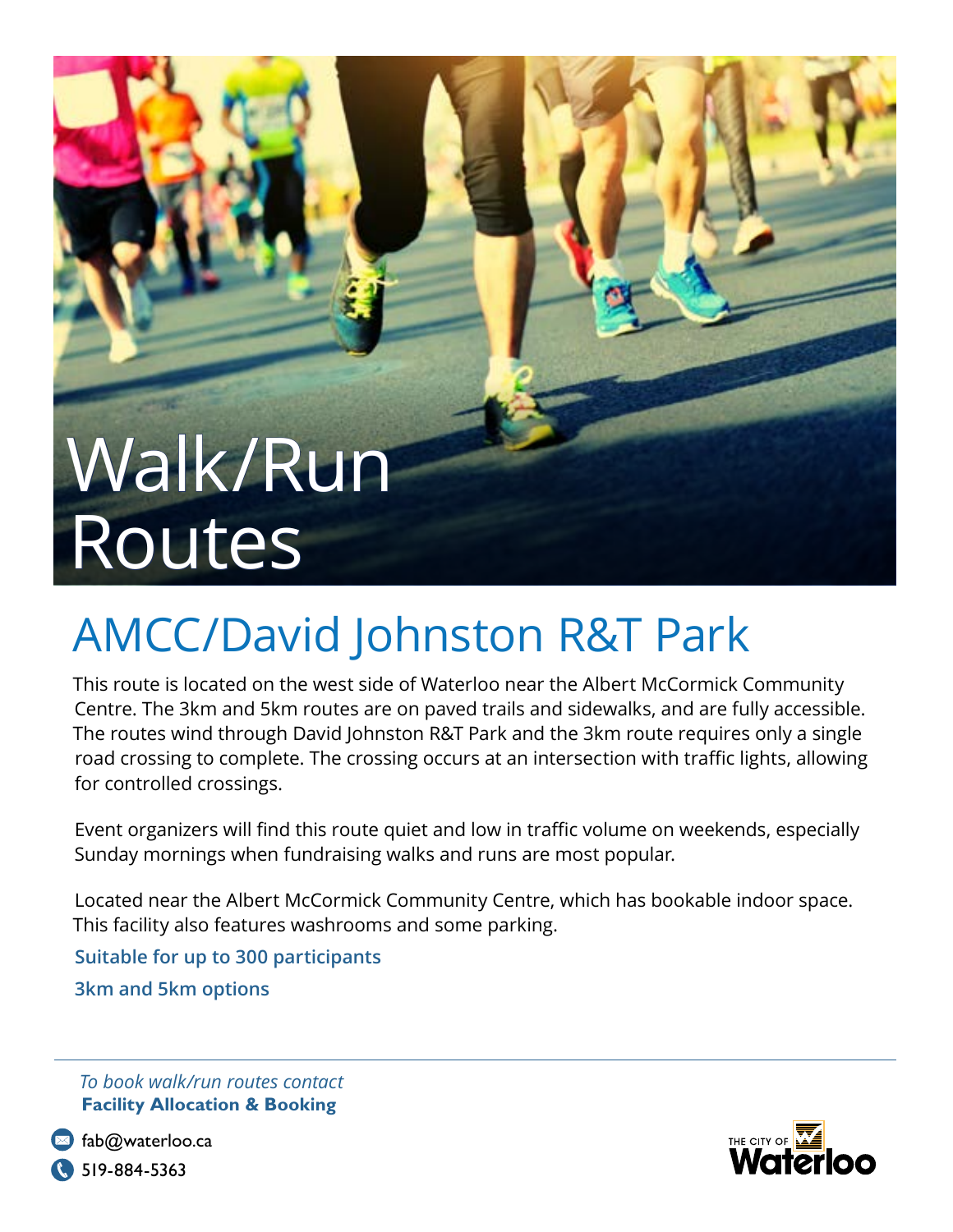# Walk/Run Routes

## AMCC/David Johnston R&T Park

This route is located on the west side of Waterloo near the Albert McCormick Community Centre. The 3km and 5km routes are on paved trails and sidewalks, and are fully accessible. The routes wind through David Johnston R&T Park and the 3km route requires only a single road crossing to complete. The crossing occurs at an intersection with traffic lights, allowing for controlled crossings.

Event organizers will find this route quiet and low in traffic volume on weekends, especially Sunday mornings when fundraising walks and runs are most popular.

Located near the Albert McCormick Community Centre, which has bookable indoor space. This facility also features washrooms and some parking.

**Suitable for up to 300 participants**

**3km and 5km options**

---

*To book walk/run routes contact*
**Facility Allocation & Booking**

fab@waterloo.ca

519-884-5363

THE CITY OF Waterloo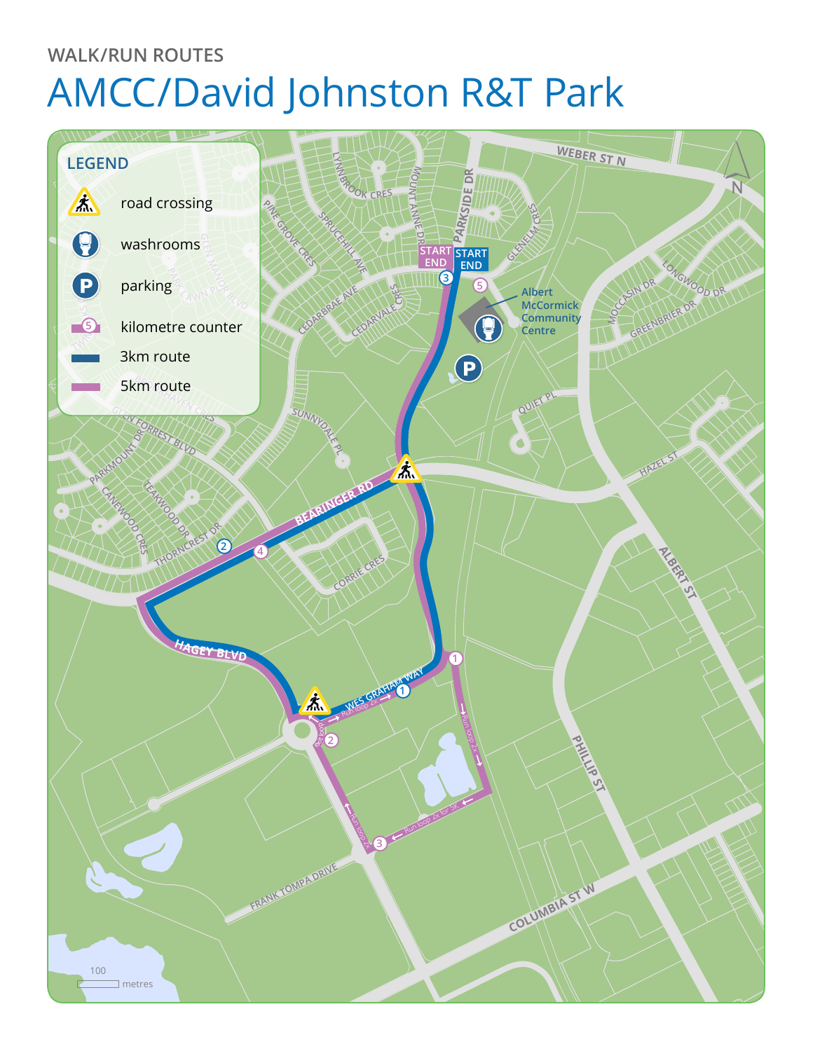WALK/RUN ROUTES

# AMCC/David Johnston R&T Park

LEGEND

- road crossing
- washrooms
- parking
- kilometre counter
- 3km route
- 5km route

START END

START END

Albert McCormick Community Centre

WEBER ST N

PARKSIDE DR

LYNNBROOK CRES

MOUNT ANNE DR

GLENELM CRES

PINE GROVE CRES

SPRUCEHILL AVE

CEDARBRAE AVE

CEDARVALE CRES

LONGWOOD DR

MOCCASIN DR

GREENBRIER DR

QUIET PL

HAZEL ST

SUNNYDALE PL

GLEN FORREST BLVD

PARKMOUNT DR

CANEWOOD CRES

TEAKWOOD DR

THORNCREST DR

BEARINGER RD

CORRIE CRES

ALBERT ST

HAGEY BLVD

WES GRAHAM WAY

Run loop 2x

Run loop 2x

Exit loop

Run loop 2x

Run loop 2x for 5K

PHILLIP ST

FRANK TOMPA DRIVE

COLUMBIA ST W

100 metres

N